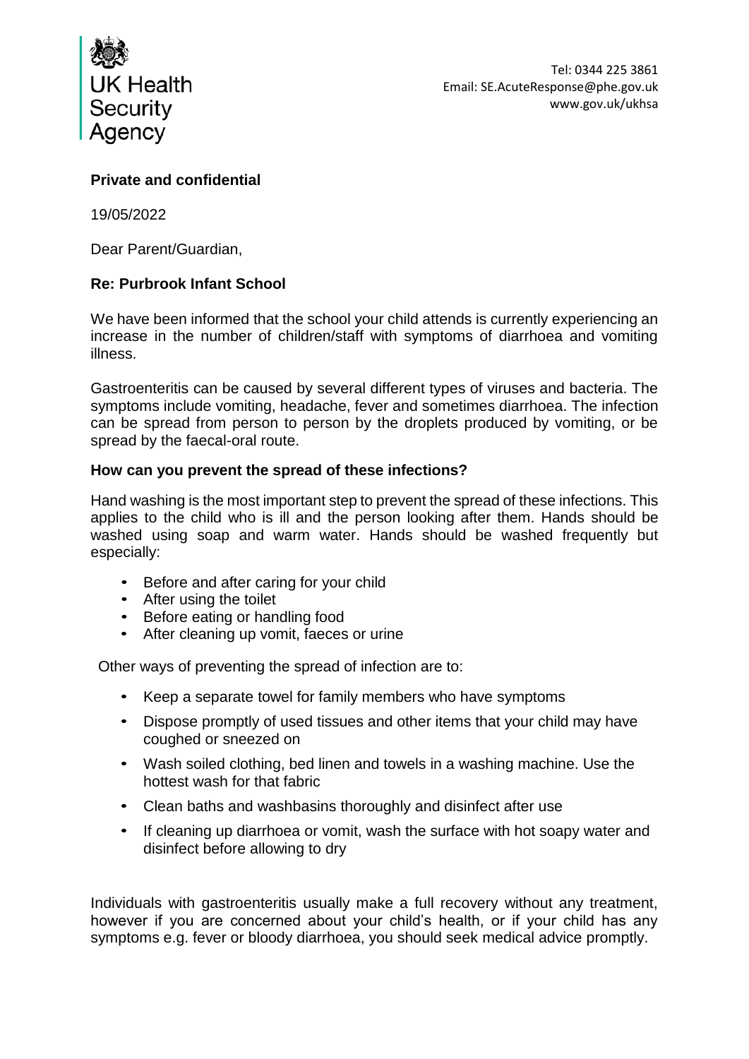UK Health Security Agency

Tel: 0344 225 3861
Email: SE.AcuteResponse@phe.gov.uk
www.gov.uk/ukhsa

**Private and confidential**

19/05/2022

Dear Parent/Guardian,

**Re: Purbrook Infant School**

We have been informed that the school your child attends is currently experiencing an increase in the number of children/staff with symptoms of diarrhoea and vomiting illness.

Gastroenteritis can be caused by several different types of viruses and bacteria. The symptoms include vomiting, headache, fever and sometimes diarrhoea. The infection can be spread from person to person by the droplets produced by vomiting, or be spread by the faecal-oral route.

**How can you prevent the spread of these infections?**

Hand washing is the most important step to prevent the spread of these infections. This applies to the child who is ill and the person looking after them. Hands should be washed using soap and warm water. Hands should be washed frequently but especially:

- Before and after caring for your child
- After using the toilet
- Before eating or handling food
- After cleaning up vomit, faeces or urine

Other ways of preventing the spread of infection are to:

- Keep a separate towel for family members who have symptoms
- Dispose promptly of used tissues and other items that your child may have coughed or sneezed on
- Wash soiled clothing, bed linen and towels in a washing machine. Use the hottest wash for that fabric
- Clean baths and washbasins thoroughly and disinfect after use
- If cleaning up diarrhoea or vomit, wash the surface with hot soapy water and disinfect before allowing to dry

Individuals with gastroenteritis usually make a full recovery without any treatment, however if you are concerned about your child's health, or if your child has any symptoms e.g. fever or bloody diarrhoea, you should seek medical advice promptly.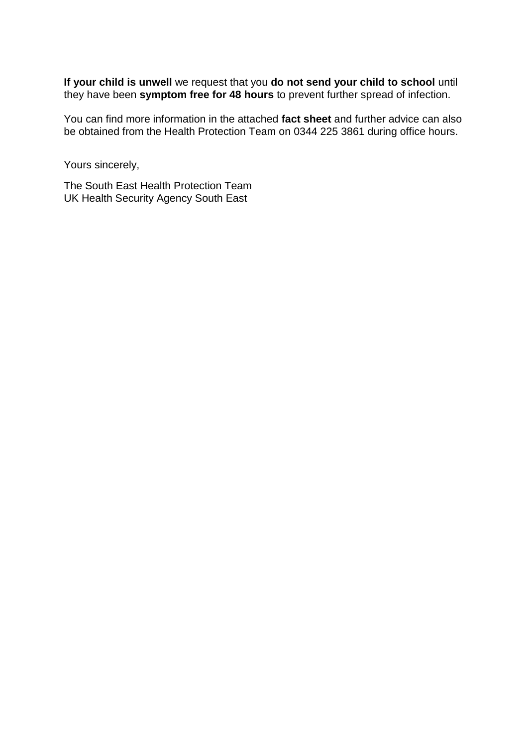**If your child is unwell** we request that you **do not send your child to school** until they have been **symptom free for 48 hours** to prevent further spread of infection.

You can find more information in the attached **fact sheet** and further advice can also be obtained from the Health Protection Team on 0344 225 3861 during office hours.

Yours sincerely,

The South East Health Protection Team
UK Health Security Agency South East